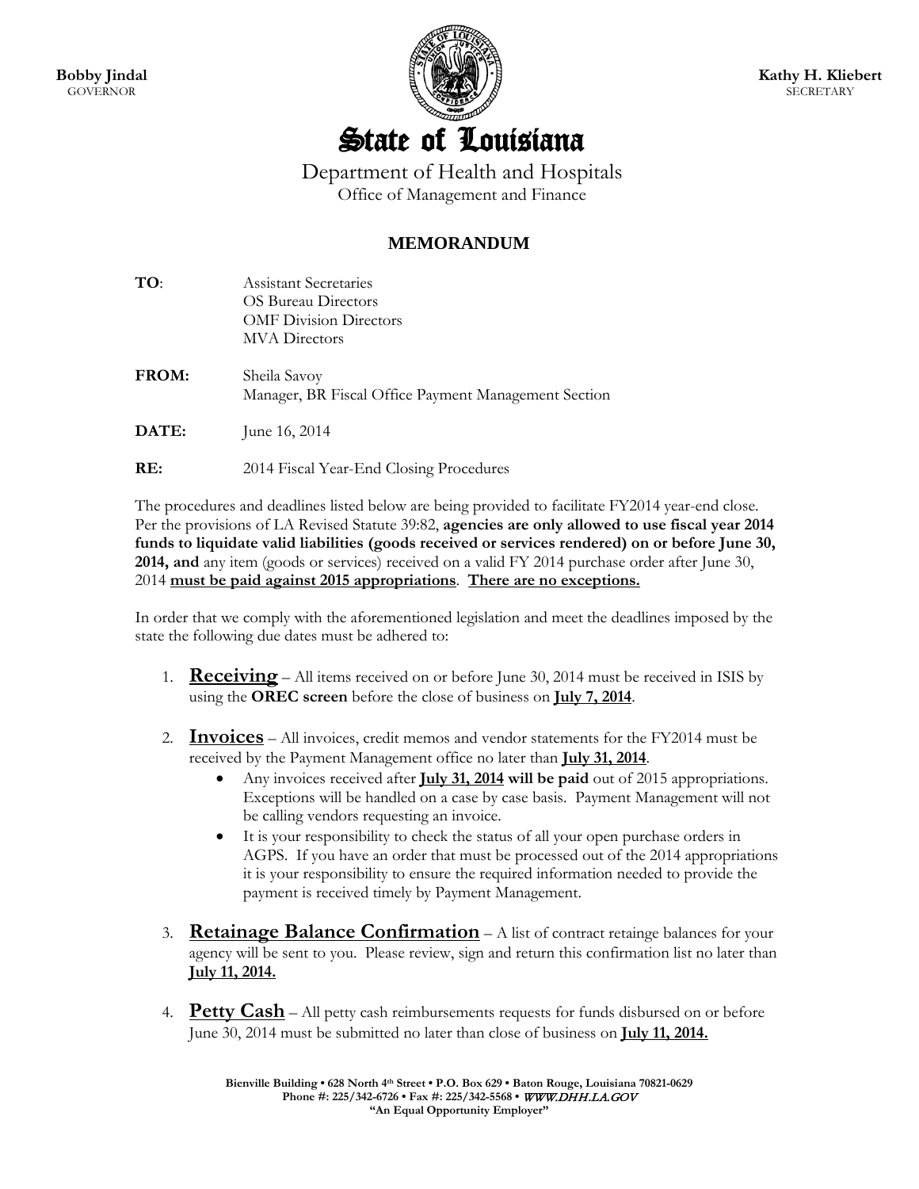**Bobby Jindal**
GOVERNOR

**Kathy H. Kliebert**
SECRETARY

# State of Louisiana

Department of Health and Hospitals
Office of Management and Finance

## MEMORANDUM

**TO**: Assistant Secretaries
OS Bureau Directors
OMF Division Directors
MVA Directors

**FROM:** Sheila Savoy
Manager, BR Fiscal Office Payment Management Section

**DATE:** June 16, 2014

**RE:** 2014 Fiscal Year-End Closing Procedures

The procedures and deadlines listed below are being provided to facilitate FY2014 year-end close. Per the provisions of LA Revised Statute 39:82, **agencies are only allowed to use fiscal year 2014 funds to liquidate valid liabilities (goods received or services rendered) on or before June 30, 2014, and** any item (goods or services) received on a valid FY 2014 purchase order after June 30, 2014 **must be paid against 2015 appropriations**. **There are no exceptions.**

In order that we comply with the aforementioned legislation and meet the deadlines imposed by the state the following due dates must be adhered to:

1. **Receiving** – All items received on or before June 30, 2014 must be received in ISIS by using the **OREC screen** before the close of business on **July 7, 2014**.

2. **Invoices** – All invoices, credit memos and vendor statements for the FY2014 must be received by the Payment Management office no later than **July 31, 2014**.
   - Any invoices received after **July 31, 2014 will be paid** out of 2015 appropriations. Exceptions will be handled on a case by case basis. Payment Management will not be calling vendors requesting an invoice.
   - It is your responsibility to check the status of all your open purchase orders in AGPS. If you have an order that must be processed out of the 2014 appropriations it is your responsibility to ensure the required information needed to provide the payment is received timely by Payment Management.

3. **Retainage Balance Confirmation** – A list of contract retainge balances for your agency will be sent to you. Please review, sign and return this confirmation list no later than **July 11, 2014.**

4. **Petty Cash** – All petty cash reimbursements requests for funds disbursed on or before June 30, 2014 must be submitted no later than close of business on **July 11, 2014.**

**Bienville Building • 628 North 4th Street • P.O. Box 629 • Baton Rouge, Louisiana 70821-0629**
**Phone #: 225/342-6726 • Fax #: 225/342-5568 • WWW.DHH.LA.GOV**
**"An Equal Opportunity Employer"**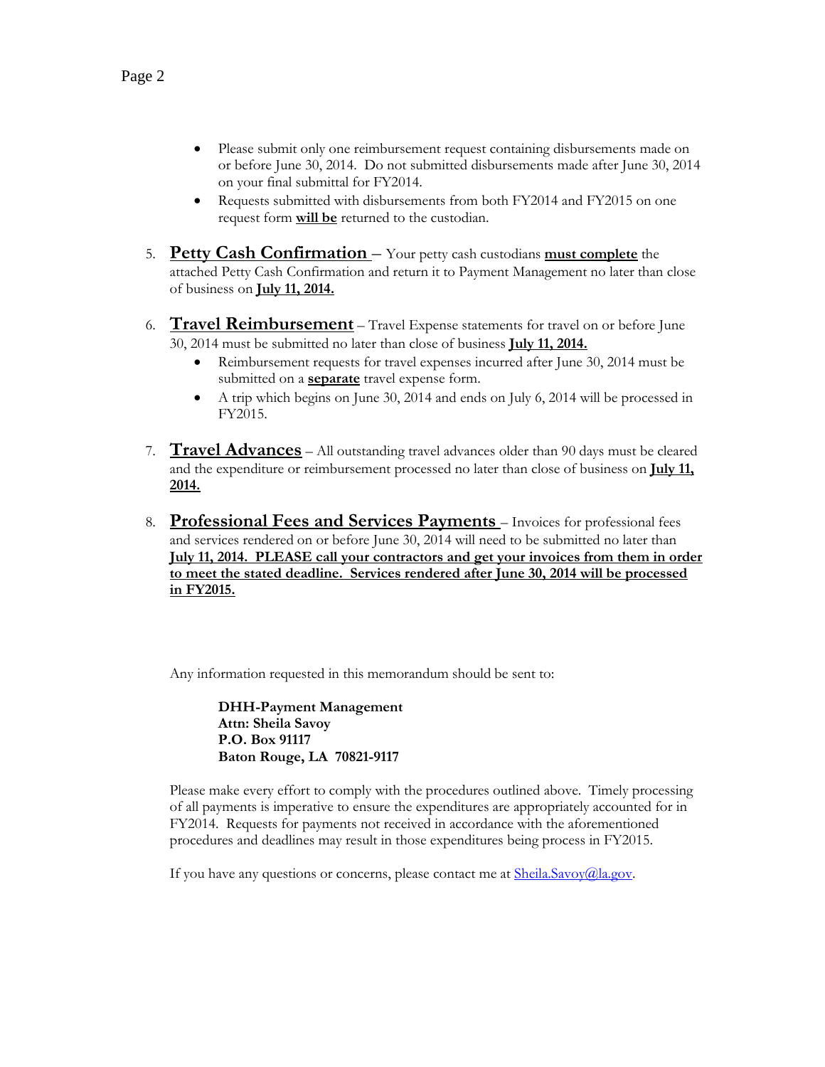- Please submit only one reimbursement request containing disbursements made on or before June 30, 2014. Do not submitted disbursements made after June 30, 2014 on your final submittal for FY2014.
- Requests submitted with disbursements from both FY2014 and FY2015 on one request form **<u>will be</u>** returned to the custodian.

5. **<u>Petty Cash Confirmation</u>** – Your petty cash custodians **<u>must complete</u>** the attached Petty Cash Confirmation and return it to Payment Management no later than close of business on **<u>July 11, 2014.</u>**

6. **<u>Travel Reimbursement</u>** – Travel Expense statements for travel on or before June 30, 2014 must be submitted no later than close of business **<u>July 11, 2014.</u>**
   - Reimbursement requests for travel expenses incurred after June 30, 2014 must be submitted on a **<u>separate</u>** travel expense form.
   - A trip which begins on June 30, 2014 and ends on July 6, 2014 will be processed in FY2015.

7. **<u>Travel Advances</u>** – All outstanding travel advances older than 90 days must be cleared and the expenditure or reimbursement processed no later than close of business on **<u>July 11, 2014.</u>**

8. **<u>Professional Fees and Services Payments</u>** – Invoices for professional fees and services rendered on or before June 30, 2014 will need to be submitted no later than **<u>July 11, 2014. PLEASE call your contractors and get your invoices from them in order to meet the stated deadline. Services rendered after June 30, 2014 will be processed in FY2015.</u>**

Any information requested in this memorandum should be sent to:

**DHH-Payment Management**
**Attn: Sheila Savoy**
**P.O. Box 91117**
**Baton Rouge, LA 70821-9117**

Please make every effort to comply with the procedures outlined above. Timely processing of all payments is imperative to ensure the expenditures are appropriately accounted for in FY2014. Requests for payments not received in accordance with the aforementioned procedures and deadlines may result in those expenditures being process in FY2015.

If you have any questions or concerns, please contact me at Sheila.Savoy@la.gov.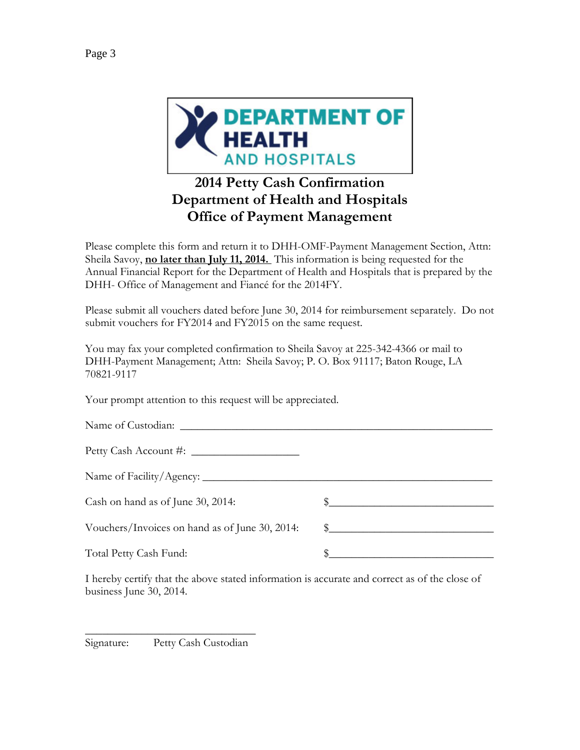DEPARTMENT OF HEALTH AND HOSPITALS

# 2014 Petty Cash Confirmation
# Department of Health and Hospitals
# Office of Payment Management

Please complete this form and return it to DHH-OMF-Payment Management Section, Attn: Sheila Savoy, **no later than July 11, 2014.** This information is being requested for the Annual Financial Report for the Department of Health and Hospitals that is prepared by the DHH- Office of Management and Fiancé for the 2014FY.

Please submit all vouchers dated before June 30, 2014 for reimbursement separately. Do not submit vouchers for FY2014 and FY2015 on the same request.

You may fax your completed confirmation to Sheila Savoy at 225-342-4366 or mail to DHH-Payment Management; Attn: Sheila Savoy; P. O. Box 91117; Baton Rouge, LA 70821-9117

Your prompt attention to this request will be appreciated.

Name of Custodian: ______________________________

Petty Cash Account #: ___________________

Name of Facility/Agency: ______________________________

Cash on hand as of June 30, 2014: $______________________________

Vouchers/Invoices on hand as of June 30, 2014: $______________________________

Total Petty Cash Fund: $______________________________

I hereby certify that the above stated information is accurate and correct as of the close of business June 30, 2014.

______________________________

Signature: Petty Cash Custodian